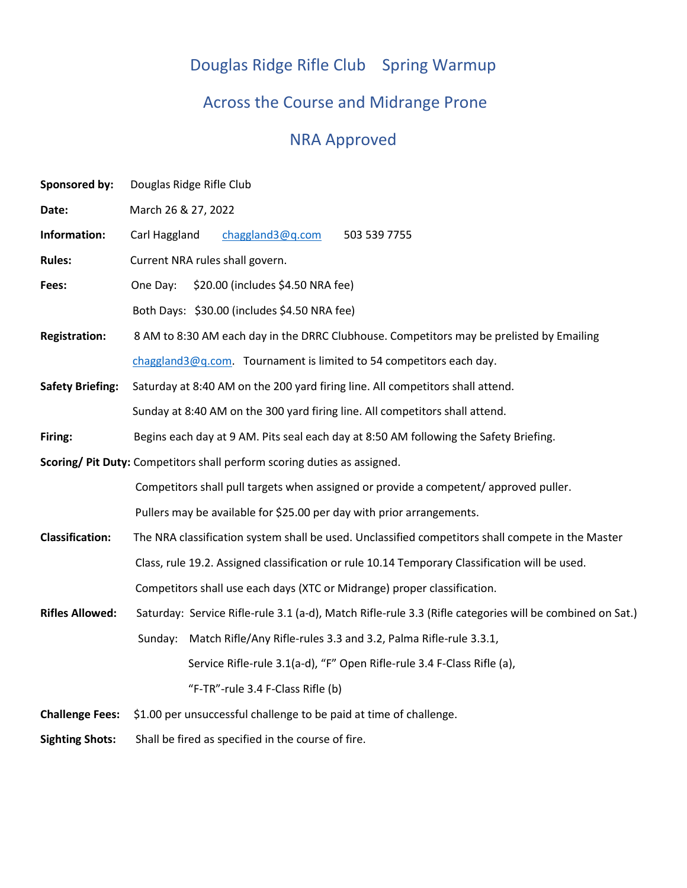# Douglas Ridge Rifle Club Spring Warmup

## Across the Course and Midrange Prone

## NRA Approved

**Sponsored by:** Douglas Ridge Rifle Club

**Date:** March 26 & 27, 2022

**Information:** Carl Haggland chaggland3@q.com 503 539 7755

**Rules:** Current NRA rules shall govern.

**Fees:** One Day: $20.00 (includes $4.50 NRA fee)

Both Days: $30.00 (includes $4.50 NRA fee)

**Registration:** 8 AM to 8:30 AM each day in the DRRC Clubhouse. Competitors may be prelisted by Emailing chaggland3@q.com. Tournament is limited to 54 competitors each day.

**Safety Briefing:** Saturday at 8:40 AM on the 200 yard firing line. All competitors shall attend.

Sunday at 8:40 AM on the 300 yard firing line. All competitors shall attend.

**Firing:** Begins each day at 9 AM. Pits seal each day at 8:50 AM following the Safety Briefing.

**Scoring/ Pit Duty:** Competitors shall perform scoring duties as assigned.

Competitors shall pull targets when assigned or provide a competent/ approved puller.

Pullers may be available for $25.00 per day with prior arrangements.

**Classification:** The NRA classification system shall be used. Unclassified competitors shall compete in the Master Class, rule 19.2. Assigned classification or rule 10.14 Temporary Classification will be used.

Competitors shall use each days (XTC or Midrange) proper classification.

**Rifles Allowed:** Saturday: Service Rifle-rule 3.1 (a-d), Match Rifle-rule 3.3 (Rifle categories will be combined on Sat.)

Sunday: Match Rifle/Any Rifle-rules 3.3 and 3.2, Palma Rifle-rule 3.3.1,

Service Rifle-rule 3.1(a-d), “F” Open Rifle-rule 3.4 F-Class Rifle (a),

“F-TR”-rule 3.4 F-Class Rifle (b)

**Challenge Fees:** $1.00 per unsuccessful challenge to be paid at time of challenge.

**Sighting Shots:** Shall be fired as specified in the course of fire.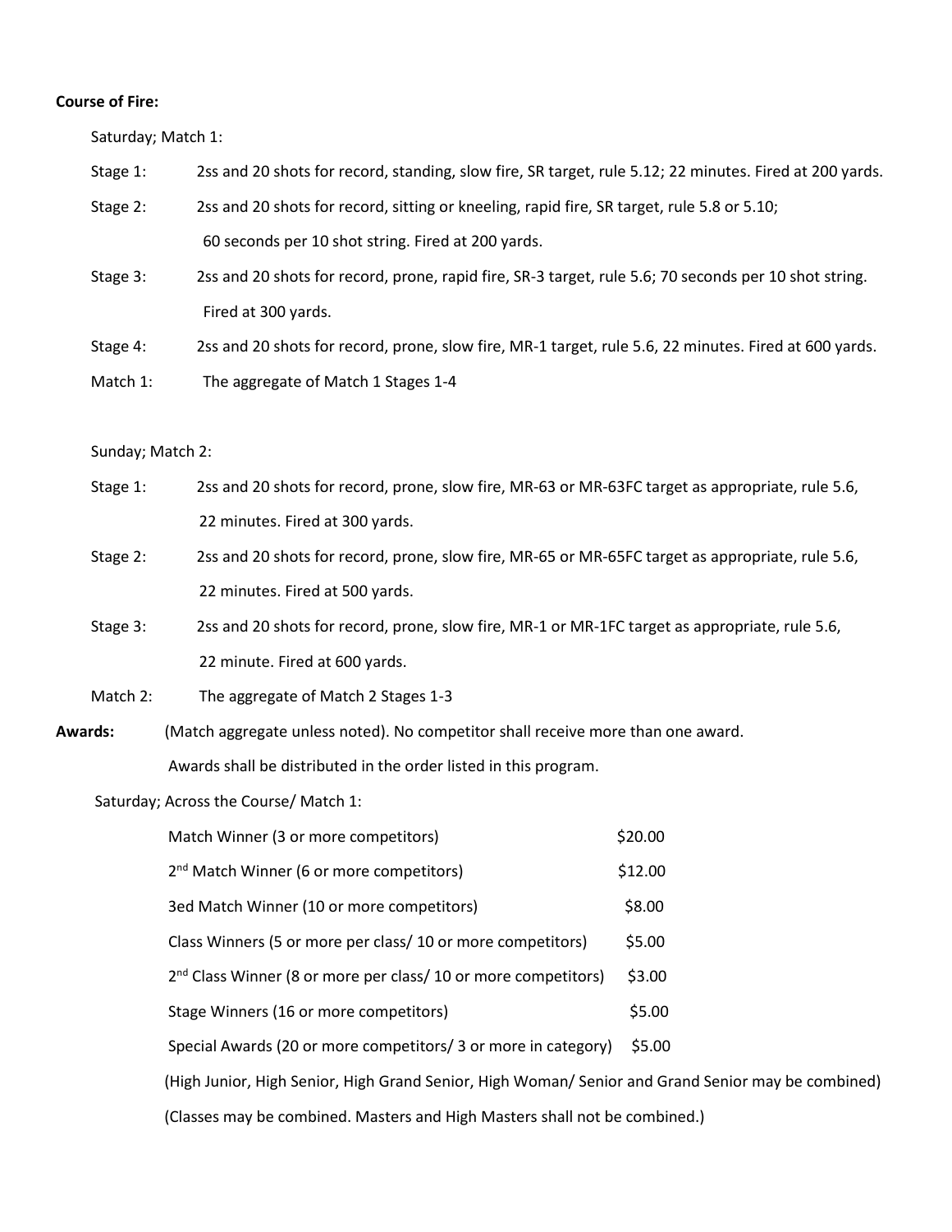**Course of Fire:**

Saturday; Match 1:

Stage 1: 2ss and 20 shots for record, standing, slow fire, SR target, rule 5.12; 22 minutes. Fired at 200 yards.

Stage 2: 2ss and 20 shots for record, sitting or kneeling, rapid fire, SR target, rule 5.8 or 5.10; 60 seconds per 10 shot string. Fired at 200 yards.

Stage 3: 2ss and 20 shots for record, prone, rapid fire, SR-3 target, rule 5.6; 70 seconds per 10 shot string. Fired at 300 yards.

Stage 4: 2ss and 20 shots for record, prone, slow fire, MR-1 target, rule 5.6, 22 minutes. Fired at 600 yards.

Match 1: The aggregate of Match 1 Stages 1-4

Sunday; Match 2:

Stage 1: 2ss and 20 shots for record, prone, slow fire, MR-63 or MR-63FC target as appropriate, rule 5.6, 22 minutes. Fired at 300 yards.

Stage 2: 2ss and 20 shots for record, prone, slow fire, MR-65 or MR-65FC target as appropriate, rule 5.6, 22 minutes. Fired at 500 yards.

Stage 3: 2ss and 20 shots for record, prone, slow fire, MR-1 or MR-1FC target as appropriate, rule 5.6, 22 minute. Fired at 600 yards.

Match 2: The aggregate of Match 2 Stages 1-3

**Awards:** (Match aggregate unless noted). No competitor shall receive more than one award. Awards shall be distributed in the order listed in this program.

Saturday; Across the Course/ Match 1:

| | |
|---|---|
| Match Winner (3 or more competitors) | $20.00 |
| 2nd Match Winner (6 or more competitors) | $12.00 |
| 3ed Match Winner (10 or more competitors) | $8.00 |
| Class Winners (5 or more per class/ 10 or more competitors) | $5.00 |
| 2nd Class Winner (8 or more per class/ 10 or more competitors) | $3.00 |
| Stage Winners (16 or more competitors) | $5.00 |
| Special Awards (20 or more competitors/ 3 or more in category) | $5.00 |

(High Junior, High Senior, High Grand Senior, High Woman/ Senior and Grand Senior may be combined)

(Classes may be combined. Masters and High Masters shall not be combined.)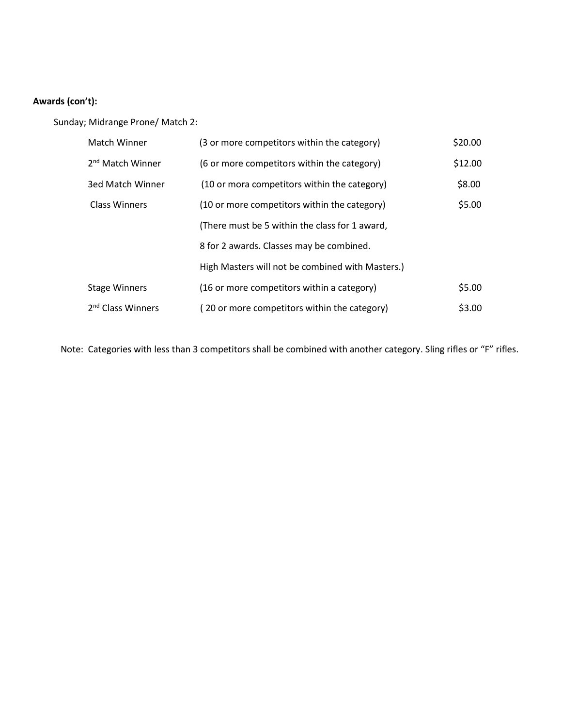**Awards (con't):**

Sunday; Midrange Prone/ Match 2:

| | | |
|---|---|---|
| Match Winner | (3 or more competitors within the category) | $20.00 |
| 2nd Match Winner | (6 or more competitors within the category) | $12.00 |
| 3ed Match Winner | (10 or mora competitors within the category) | $8.00 |
| Class Winners | (10 or more competitors within the category) (There must be 5 within the class for 1 award, 8 for 2 awards. Classes may be combined. High Masters will not be combined with Masters.) | $5.00 |
| Stage Winners | (16 or more competitors within a category) | $5.00 |
| 2nd Class Winners | ( 20 or more competitors within the category) | $3.00 |

Note: Categories with less than 3 competitors shall be combined with another category. Sling rifles or "F" rifles.